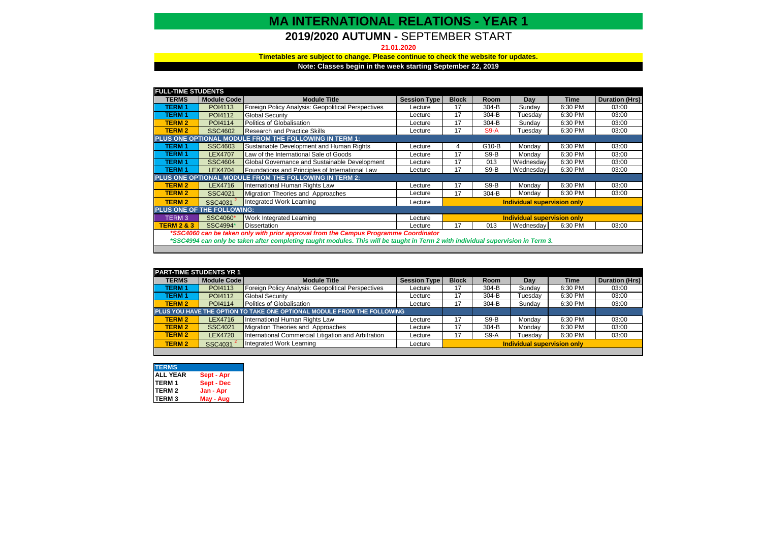# MA INTERNATIONAL RELATIONS - YEAR 1

## 2019/2020 AUTUMN - SEPTEMBER START

21.01.2020

**Timetables are subject to change. Please continue to check the website for updates.**

**Note: Classes begin in the week starting September 22, 2019**

| FULL-TIME STUDENTS | | | | | | | | |
|---|---|---|---|---|---|---|---|---|
| **TERMS** | **Module Code** | **Module Title** | **Session Type** | **Block** | **Room** | **Day** | **Time** | **Duration (Hrs)** |
| **TERM 1** | POI4113 | Foreign Policy Analysis: Geopolitical Perspectives | Lecture | 17 | 304-B | Sunday | 6:30 PM | 03:00 |
| **TERM 1** | POI4112 | Global Security | Lecture | 17 | 304-B | Tuesday | 6:30 PM | 03:00 |
| **TERM 2** | POI4114 | Politics of Globalisation | Lecture | 17 | 304-B | Sunday | 6:30 PM | 03:00 |
| **TERM 2** | SSC4602 | Research and Practice Skills | Lecture | 17 | S9-A | Tuesday | 6:30 PM | 03:00 |
| **PLUS ONE OPTIONAL MODULE FROM THE FOLLOWING IN TERM 1:** | | | | | | | | |
| **TERM 1** | SSC4603 | Sustainable Development and Human Rights | Lecture | 4 | G10-B | Monday | 6:30 PM | 03:00 |
| **TERM 1** | LEX4707 | Law of the International Sale of Goods | Lecture | 17 | S9-B | Monday | 6:30 PM | 03:00 |
| **TERM 1** | SSC4604 | Global Governance and Sustainable Development | Lecture | 17 | 013 | Wednesday | 6:30 PM | 03:00 |
| **TERM 1** | LEX4704 | Foundations and Principles of International Law | Lecture | 17 | S9-B | Wednesday | 6:30 PM | 03:00 |
| **PLUS ONE OPTIONAL MODULE FROM THE FOLLOWING IN TERM 2:** | | | | | | | | |
| **TERM 2** | LEX4716 | International Human Rights Law | Lecture | 17 | S9-B | Monday | 6:30 PM | 03:00 |
| **TERM 2** | SSC4021 | Migration Theories and Approaches | Lecture | 17 | 304-B | Monday | 6:30 PM | 03:00 |
| **TERM 2** | SSC4031[2] | Integrated Work Learning | Lecture | **Individual supervision only** | | | | |
| **PLUS ONE OF THE FOLLOWING:** | | | | | | | | |
| TERM 3 | SSC4060* | Work Integrated Learning | Lecture | **Individual supervision only** | | | | |
| **TERM 2 & 3** | SSC4994* | Dissertation | Lecture | 17 | 013 | Wednesday | 6:30 PM | 03:00 |

*\*SSC4060 can be taken only with prior approval from the Campus Programme Coordinator*

*\*SSC4994 can only be taken after completing taught modules. This will be taught in Term 2 with individual supervision in Term 3.*

| PART-TIME STUDENTS YR 1 | | | | | | | | |
|---|---|---|---|---|---|---|---|---|
| **TERMS** | **Module Code** | **Module Title** | **Session Type** | **Block** | **Room** | **Day** | **Time** | **Duration (Hrs)** |
| **TERM 1** | POI4113 | Foreign Policy Analysis: Geopolitical Perspectives | Lecture | 17 | 304-B | Sunday | 6:30 PM | 03:00 |
| **TERM 1** | POI4112 | Global Security | Lecture | 17 | 304-B | Tuesday | 6:30 PM | 03:00 |
| **TERM 2** | POI4114 | Politics of Globalisation | Lecture | 17 | 304-B | Sunday | 6:30 PM | 03:00 |
| **PLUS YOU HAVE THE OPTION TO TAKE ONE OPTIONAL MODULE FROM THE FOLLOWING** | | | | | | | | |
| **TERM 2** | LEX4716 | International Human Rights Law | Lecture | 17 | S9-B | Monday | 6:30 PM | 03:00 |
| **TERM 2** | SSC4021 | Migration Theories and Approaches | Lecture | 17 | 304-B | Monday | 6:30 PM | 03:00 |
| **TERM 2** | LEX4720 | International Commercial Litigation and Arbitration | Lecture | 17 | S9-A | Tuesday | 6:30 PM | 03:00 |
| **TERM 2** | SSC4031[2] | Integrated Work Learning | Lecture | **Individual supervision only** | | | | |

| TERMS | |
|---|---|
| **ALL YEAR** | **Sept - Apr** |
| **TERM 1** | **Sept - Dec** |
| **TERM 2** | **Jan - Apr** |
| **TERM 3** | **May - Aug** |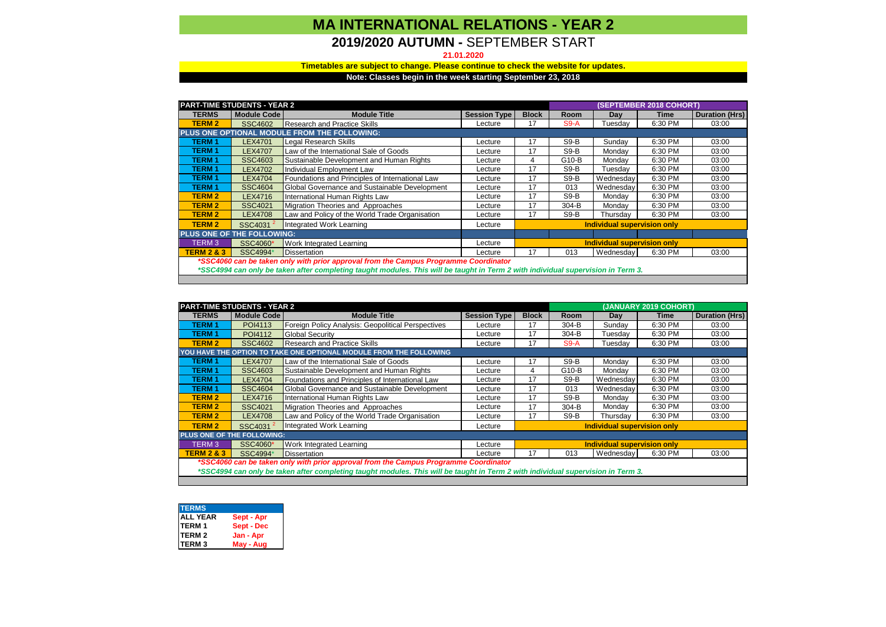# MA INTERNATIONAL RELATIONS - YEAR 2

## 2019/2020 AUTUMN - SEPTEMBER START

**21.01.2020**

**Timetables are subject to change. Please continue to check the website for updates.**

**Note: Classes begin in the week starting September 23, 2018**

| PART-TIME STUDENTS - YEAR 2 | | | | | (SEPTEMBER 2018 COHORT) | | | |
|---|---|---|---|---|---|---|---|---|
| **TERMS** | **Module Code** | **Module Title** | **Session Type** | **Block** | **Room** | **Day** | **Time** | **Duration (Hrs)** |
| **TERM 2** | SSC4602 | Research and Practice Skills | Lecture | 17 | S9-A | Tuesday | 6:30 PM | 03:00 |
| **PLUS ONE OPTIONAL MODULE FROM THE FOLLOWING:** | | | | | | | | |
| **TERM 1** | LEX4701 | Legal Research Skills | Lecture | 17 | S9-B | Sunday | 6:30 PM | 03:00 |
| **TERM 1** | LEX4707 | Law of the International Sale of Goods | Lecture | 17 | S9-B | Monday | 6:30 PM | 03:00 |
| **TERM 1** | SSC4603 | Sustainable Development and Human Rights | Lecture | 4 | G10-B | Monday | 6:30 PM | 03:00 |
| **TERM 1** | LEX4702 | Individual Employment Law | Lecture | 17 | S9-B | Tuesday | 6:30 PM | 03:00 |
| **TERM 1** | LEX4704 | Foundations and Principles of International Law | Lecture | 17 | S9-B | Wednesday | 6:30 PM | 03:00 |
| **TERM 1** | SSC4604 | Global Governance and Sustainable Development | Lecture | 17 | 013 | Wednesday | 6:30 PM | 03:00 |
| **TERM 2** | LEX4716 | International Human Rights Law | Lecture | 17 | S9-B | Monday | 6:30 PM | 03:00 |
| **TERM 2** | SSC4021 | Migration Theories and Approaches | Lecture | 17 | 304-B | Monday | 6:30 PM | 03:00 |
| **TERM 2** | LEX4708 | Law and Policy of the World Trade Organisation | Lecture | 17 | S9-B | Thursday | 6:30 PM | 03:00 |
| **TERM 2** | SSC4031 [2] | Integrated Work Learning | Lecture | Individual supervision only | | | | |
| **PLUS ONE OF THE FOLLOWING:** | | | | | | | | |
| TERM 3 | SSC4060* | Work Integrated Learning | Lecture | Individual supervision only | | | | |
| **TERM 2 & 3** | SSC4994* | Dissertation | Lecture | 17 | 013 | Wednesday | 6:30 PM | 03:00 |

*SSC4060 can be taken only with prior approval from the Campus Programme Coordinator*

*SSC4994 can only be taken after completing taught modules. This will be taught in Term 2 with individual supervision in Term 3.*

| PART-TIME STUDENTS - YEAR 2 | | | | | (JANUARY 2019 COHORT) | | | |
|---|---|---|---|---|---|---|---|---|
| **TERMS** | **Module Code** | **Module Title** | **Session Type** | **Block** | **Room** | **Day** | **Time** | **Duration (Hrs)** |
| **TERM 1** | POI4113 | Foreign Policy Analysis: Geopolitical Perspectives | Lecture | 17 | 304-B | Sunday | 6:30 PM | 03:00 |
| **TERM 1** | POI4112 | Global Security | Lecture | 17 | 304-B | Tuesday | 6:30 PM | 03:00 |
| **TERM 2** | SSC4602 | Research and Practice Skills | Lecture | 17 | S9-A | Tuesday | 6:30 PM | 03:00 |
| **YOU HAVE THE OPTION TO TAKE ONE OPTIONAL MODULE FROM THE FOLLOWING** | | | | | | | | |
| **TERM 1** | LEX4707 | Law of the International Sale of Goods | Lecture | 17 | S9-B | Monday | 6:30 PM | 03:00 |
| **TERM 1** | SSC4603 | Sustainable Development and Human Rights | Lecture | 4 | G10-B | Monday | 6:30 PM | 03:00 |
| **TERM 1** | LEX4704 | Foundations and Principles of International Law | Lecture | 17 | S9-B | Wednesday | 6:30 PM | 03:00 |
| **TERM 1** | SSC4604 | Global Governance and Sustainable Development | Lecture | 17 | 013 | Wednesday | 6:30 PM | 03:00 |
| **TERM 2** | LEX4716 | International Human Rights Law | Lecture | 17 | S9-B | Monday | 6:30 PM | 03:00 |
| **TERM 2** | SSC4021 | Migration Theories and Approaches | Lecture | 17 | 304-B | Monday | 6:30 PM | 03:00 |
| **TERM 2** | LEX4708 | Law and Policy of the World Trade Organisation | Lecture | 17 | S9-B | Thursday | 6:30 PM | 03:00 |
| **TERM 2** | SSC4031 [2] | Integrated Work Learning | Lecture | Individual supervision only | | | | |
| **PLUS ONE OF THE FOLLOWING:** | | | | | | | | |
| TERM 3 | SSC4060* | Work Integrated Learning | Lecture | Individual supervision only | | | | |
| **TERM 2 & 3** | SSC4994* | Dissertation | Lecture | 17 | 013 | Wednesday | 6:30 PM | 03:00 |

*SSC4060 can be taken only with prior approval from the Campus Programme Coordinator*

*SSC4994 can only be taken after completing taught modules. This will be taught in Term 2 with individual supervision in Term 3.*

| TERMS | |
|---|---|
| **ALL YEAR** | Sept - Apr |
| **TERM 1** | Sept - Dec |
| **TERM 2** | Jan - Apr |
| **TERM 3** | May - Aug |